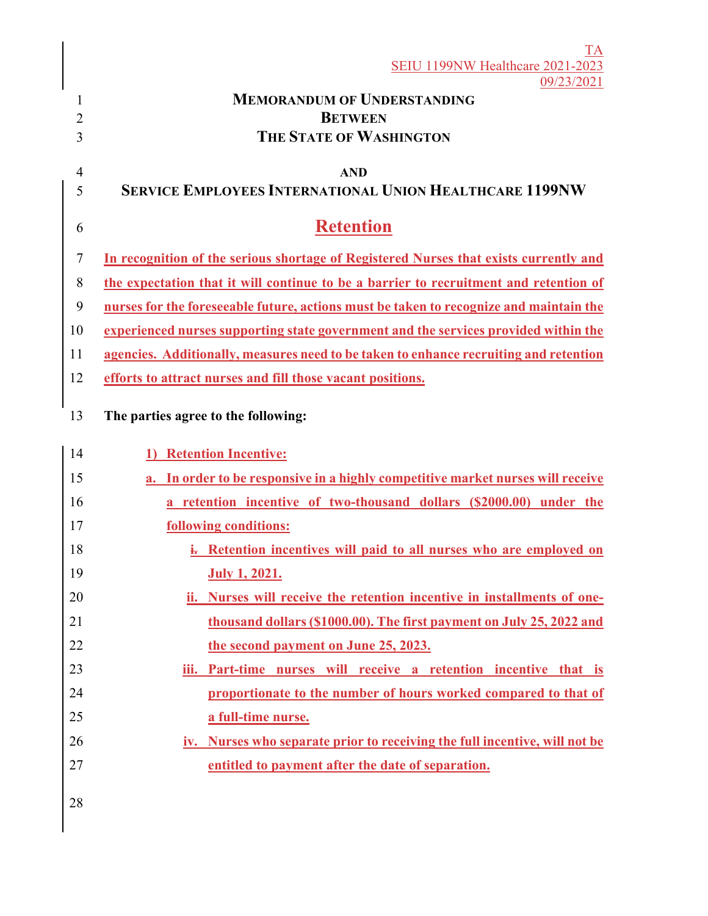TA
SEIU 1199NW Healthcare 2021-2023
09/23/2021

# MEMORANDUM OF UNDERSTANDING
# BETWEEN
# THE STATE OF WASHINGTON
# AND
# SERVICE EMPLOYEES INTERNATIONAL UNION HEALTHCARE 1199NW

## Retention

**In recognition of the serious shortage of Registered Nurses that exists currently and the expectation that it will continue to be a barrier to recruitment and retention of nurses for the foreseeable future, actions must be taken to recognize and maintain the experienced nurses supporting state government and the services provided within the agencies. Additionally, measures need to be taken to enhance recruiting and retention efforts to attract nurses and fill those vacant positions.**

**The parties agree to the following:**

**1) Retention Incentive:**

**a. In order to be responsive in a highly competitive market nurses will receive a retention incentive of two-thousand dollars ($2000.00) under the following conditions:**

- **i. Retention incentives will paid to all nurses who are employed on July 1, 2021.**
- **ii. Nurses will receive the retention incentive in installments of one-thousand dollars ($1000.00). The first payment on July 25, 2022 and the second payment on June 25, 2023.**
- **iii. Part-time nurses will receive a retention incentive that is proportionate to the number of hours worked compared to that of a full-time nurse.**
- **iv. Nurses who separate prior to receiving the full incentive, will not be entitled to payment after the date of separation.**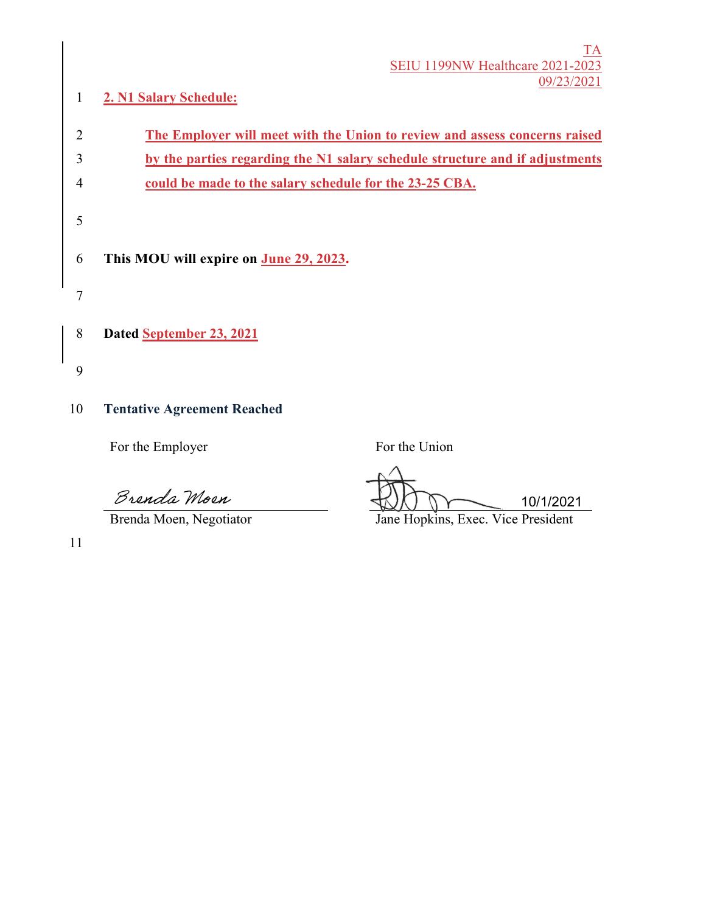TA
SEIU 1199NW Healthcare 2021-2023
09/23/2021

**2. N1 Salary Schedule:**

**The Employer will meet with the Union to review and assess concerns raised by the parties regarding the N1 salary schedule structure and if adjustments could be made to the salary schedule for the 23-25 CBA.**

**This MOU will expire on June 29, 2023.**

**Dated September 23, 2021**

**Tentative Agreement Reached**

| For the Employer | For the Union |
| --- | --- |
| Brenda Moen | 10/1/2021 |
| Brenda Moen, Negotiator | Jane Hopkins, Exec. Vice President |